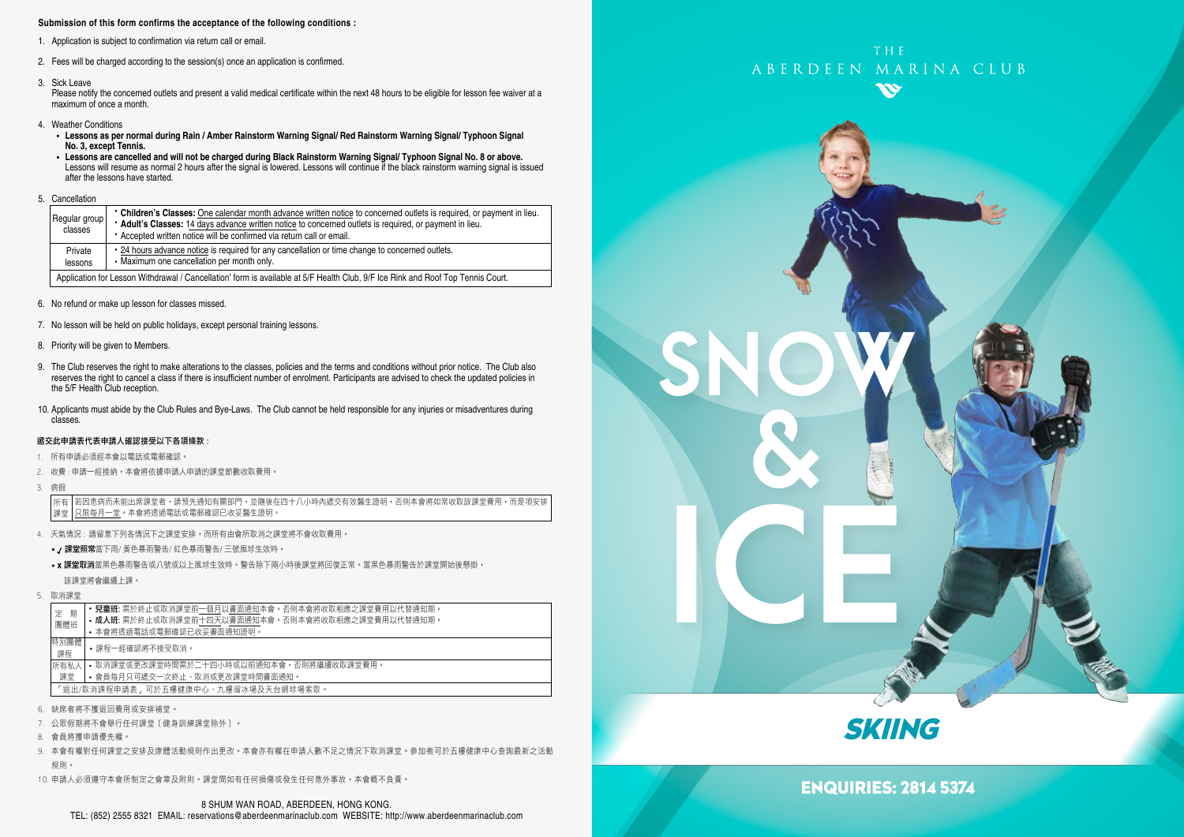**Submission of this form confirms the acceptance of the following conditions :**

1. Application is subject to confirmation via return call or email.
2. Fees will be charged according to the session(s) once an application is confirmed.
3. Sick Leave
   Please notify the concerned outlets and present a valid medical certificate within the next 48 hours to be eligible for lesson fee waiver at a maximum of once a month.
4. Weather Conditions
   - **Lessons as per normal during Rain / Amber Rainstorm Warning Signal/ Red Rainstorm Warning Signal/ Typhoon Signal No. 3, except Tennis.**
   - **Lessons are cancelled and will not be charged during Black Rainstorm Warning Signal/ Typhoon Signal No. 8 or above.** Lessons will resume as normal 2 hours after the signal is lowered. Lessons will continue if the black rainstorm warning signal is issued after the lessons have started.
5. Cancellation

| | |
|---|---|
| Regular group classes | • **Children's Classes:** One calendar month advance written notice to concerned outlets is required, or payment in lieu.<br>• **Adult's Classes:** 14 days advance written notice to concerned outlets is required, or payment in lieu.<br>• Accepted written notice will be confirmed via return call or email. |
| Private lessons | • 24 hours advance notice is required for any cancellation or time change to concerned outlets.<br>• Maximum one cancellation per month only. |
| Application for Lesson Withdrawal / Cancellation' form is available at 5/F Health Club, 9/F Ice Rink and Roof Top Tennis Court. | |

6. No refund or make up lesson for classes missed.
7. No lesson will be held on public holidays, except personal training lessons.
8. Priority will be given to Members.
9. The Club reserves the right to make alterations to the classes, policies and the terms and conditions without prior notice. The Club also reserves the right to cancel a class if there is insufficient number of enrolment. Participants are advised to check the updated policies in the 5/F Health Club reception.
10. Applicants must abide by the Club Rules and Bye-Laws. The Club cannot be held responsible for any injuries or misadventures during classes.

**遞交此申請表代表申請人確認接受以下各項條款：**

1. 所有申請必須經本會以電話或電郵確認。
2. 收費：申請一經接納，本會將依據申請人申請的課堂節數收取費用。
3. 病假

| | |
|---|---|
| 所有課堂 | 若因患病而未能出席課堂者，請預先通知有關部門，並隨後在四十八小時內遞交有效醫生證明，否則本會將如常收取該課堂費用，而是項安排只限每月一堂。本會將透過電話或電郵確認已收妥醫生證明。 |

4. 天氣情況：請留意下列各情況下之課堂安排，而所有由會所取消之課堂將不會收取費用。
   - ✓ **課堂照常**當下雨/ 黃色暴雨警告/ 紅色暴雨警告/ 三號風球生效時。
   - x **課堂取消**當黑色暴雨警告或八號或以上風球生效時。警告除下兩小時後課堂將回復正常。當黑色暴雨警告於課堂開始後懸掛，該課堂將會繼續上課。
5. 取消課堂

| | |
|---|---|
| 定期團體班 | • **兒童班:** 需於終止或取消課堂前一個月以書面通知本會。否則本會將收取相應之課堂費用以代替通知期。<br>• **成人班:** 需於終止或取消課堂前十四天以書面通知本會。否則本會將收取相應之課堂費用以代替通知期。<br>• 本會將透過電話或電郵確認已收妥書面通知證明。 |
| 特別團體課程 | • 課程一經確認將不接受取消。 |
| 所有私人課堂 | • 取消課堂或更改課堂時間需於二十四小時或以前通知本會，否則將繼續收取課堂費用。<br>• 會員每月只可遞交一次終止、取消或更改課堂時間書面通知。 |
| 「退出/取消課程申請表」可於五樓健康中心、九樓溜冰場及天台網球場索取。 | |

6. 缺席者將不獲退回費用或安排補堂。
7. 公眾假期將不會舉行任何課堂﹝健身訓練課堂除外﹞。
8. 會員將獲申請優先權。
9. 本會有權對任何課堂之安排及康體活動規則作出更改。本會亦有權在申請人數不足之情況下取消課堂。參加者可於五樓健康中心查詢最新之活動規則。
10. 申請人必須遵守本會所制定之會章及附則。課堂間如有任何損傷或發生任何意外事故，本會概不負責。

8 SHUM WAN ROAD, ABERDEEN, HONG KONG.
TEL: (852) 2555 8321 EMAIL: reservations@aberdeenmarinaclub.com WEBSITE: http://www.aberdeenmarinaclub.com

THE ABERDEEN MARINA CLUB

# SNOW & ICE

## SKIING

**ENQUIRIES: 2814 5374**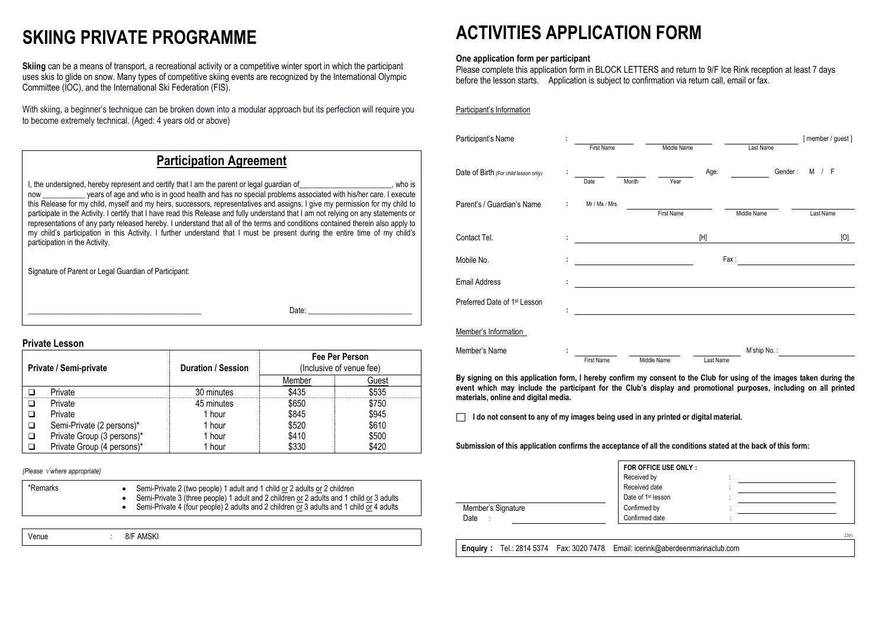# SKIING PRIVATE PROGRAMME

**Skiing** can be a means of transport, a recreational activity or a competitive winter sport in which the participant uses skis to glide on snow. Many types of competitive skiing events are recognized by the International Olympic Committee (IOC), and the International Ski Federation (FIS).

With skiing, a beginner's technique can be broken down into a modular approach but its perfection will require you to become extremely technical. (Aged: 4 years old or above)

## Participation Agreement

I, the undersigned, hereby represent and certify that I am the parent or legal guardian of________________________, who is now ___________ years of age and who is in good health and has no special problems associated with his/her care. I execute this Release for my child, myself and my heirs, successors, representatives and assigns. I give my permission for my child to participate in the Activity. I certify that I have read this Release and fully understand that I am not relying on any statements or representations of any party released hereby. I understand that all of the terms and conditions contained therein also apply to my child's participation in this Activity. I further understand that I must be present during the entire time of my child's participation in the Activity.

Signature of Parent or Legal Guardian of Participant:

_____________________________________________ Date: ___________________________

### Private Lesson

| Private / Semi-private | Duration / Session | Fee Per Person (Inclusive of venue fee) | |
|---|---|---|---|
| | | Member | Guest |
| ❑ Private | 30 minutes | $435 | $535 |
| ❑ Private | 45 minutes | $650 | $750 |
| ❑ Private | 1 hour | $845 | $945 |
| ❑ Semi-Private (2 persons)* | 1 hour | $520 | $610 |
| ❑ Private Group (3 persons)* | 1 hour | $410 | $500 |
| ❑ Private Group (4 persons)* | 1 hour | $330 | $420 |

*(Please √ where appropriate)*

*Remarks
- Semi-Private 2 (two people) 1 adult and 1 child or 2 adults or 2 children
- Semi-Private 3 (three people) 1 adult and 2 children or 2 adults and 1 child or 3 adults
- Semi-Private 4 (four people) 2 adults and 2 children or 3 adults and 1 child or 4 adults

Venue : 8/F AMSKI

# ACTIVITIES APPLICATION FORM

**One application form per participant**

Please complete this application form in BLOCK LETTERS and return to 9/F Ice Rink reception at least 7 days before the lesson starts. Application is subject to confirmation via return call, email or fax.

Participant's Information

Participant's Name : ____________ First Name ____________ Middle Name ____________ Last Name [ member / guest ]

Date of Birth *(For child lesson only)* : ______ Date ______ Month ______ Year Age: ________ Gender : M / F

Parent's / Guardian's Name : Mr / Ms / Mrs ____________ First Name ____________ Middle Name ____________ Last Name

Contact Tel. : ______________________ [H] ______________________ [O]

Mobile No. : ______________________ Fax : ______________________

Email Address : ____________________________________________

Preferred Date of 1st Lesson : ____________________________________________

Member's Information

Member's Name : ____________ First Name ____________ Middle Name ____________ Last Name M'ship No. : ____________

**By signing on this application form, I hereby confirm my consent to the Club for using of the images taken during the event which may include the participant for the Club's display and promotional purposes, including on all printed materials, online and digital media.**

☐ **I do not consent to any of my images being used in any printed or digital material.**

**Submission of this application confirms the acceptance of all the conditions stated at the back of this form:**

Member's Signature ______________________

Date : ______________________

| FOR OFFICE USE ONLY : | |
|---|---|
| Received by | : |
| Received date | : |
| Date of 1st lesson | : |
| Confirmed by | : |
| Confirmed date | : |

2201

**Enquiry :** Tel.: 2814 5374 Fax: 3020 7478 Email: icerink@aberdeenmarinaclub.com